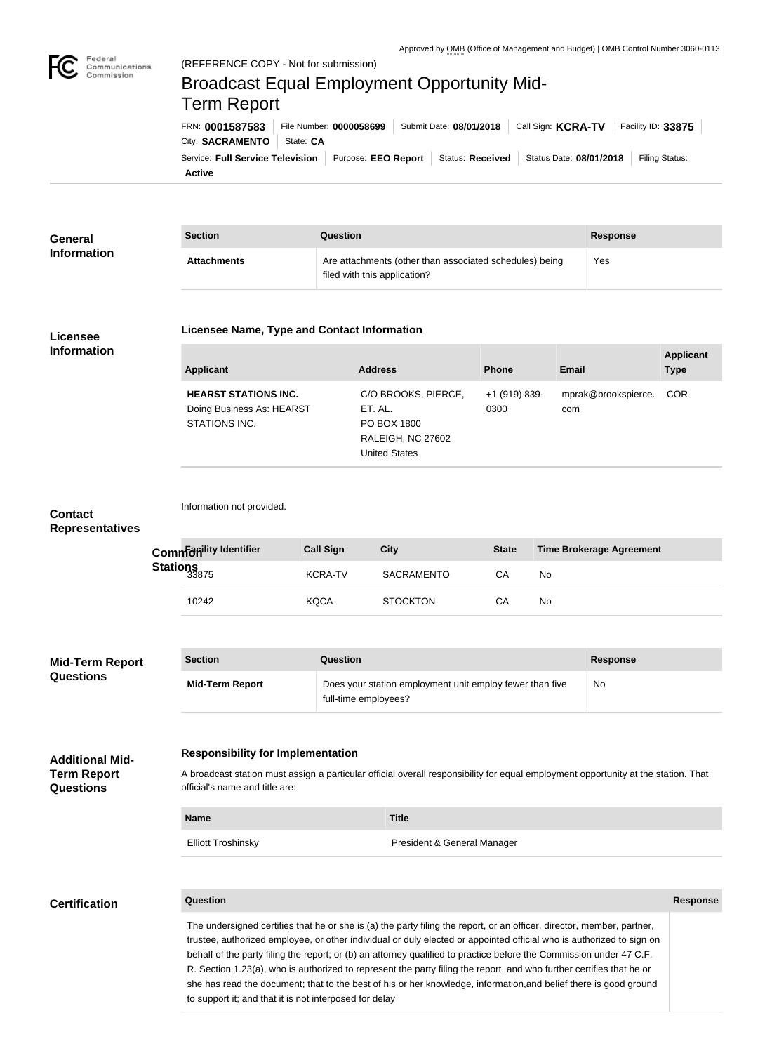Approved by OMB (Office of Management and Budget) | OMB Control Number 3060-0113

Federal Communications Commission

(REFERENCE COPY - Not for submission)

# Broadcast Equal Employment Opportunity Mid-Term Report

FRN: **0001587583** | File Number: **0000058699** | Submit Date: **08/01/2018** | Call Sign: **KCRA-TV** | Facility ID: **33875** | City: **SACRAMENTO** | State: **CA** | Service: **Full Service Television** | Purpose: **EEO Report** | Status: **Received** | Status Date: **08/01/2018** | Filing Status: **Active**

## General Information

| Section | Question | Response |
|---|---|---|
| **Attachments** | Are attachments (other than associated schedules) being filed with this application? | Yes |

## Licensee Information

### Licensee Name, Type and Contact Information

| Applicant | Address | Phone | Email | Applicant Type |
|---|---|---|---|---|
| **HEARST STATIONS INC.** Doing Business As: HEARST STATIONS INC. | C/O BROOKS, PIERCE, ET. AL. PO BOX 1800 RALEIGH, NC 27602 United States | +1 (919) 839-0300 | mprak@brookspierce.com | COR |

## Contact Representatives

Information not provided.

## Common Stations

| Facility Identifier | Call Sign | City | State | Time Brokerage Agreement |
|---|---|---|---|---|
| 33875 | KCRA-TV | SACRAMENTO | CA | No |
| 10242 | KQCA | STOCKTON | CA | No |

## Mid-Term Report Questions

| Section | Question | Response |
|---|---|---|
| **Mid-Term Report** | Does your station employment unit employ fewer than five full-time employees? | No |

## Additional Mid-Term Report Questions

### Responsibility for Implementation

A broadcast station must assign a particular official overall responsibility for equal employment opportunity at the station. That official's name and title are:

| Name | Title |
|---|---|
| Elliott Troshinsky | President & General Manager |

## Certification

| Question | Response |
|---|---|
| The undersigned certifies that he or she is (a) the party filing the report, or an officer, director, member, partner, trustee, authorized employee, or other individual or duly elected or appointed official who is authorized to sign on behalf of the party filing the report; or (b) an attorney qualified to practice before the Commission under 47 C.F. R. Section 1.23(a), who is authorized to represent the party filing the report, and who further certifies that he or she has read the document; that to the best of his or her knowledge, information,and belief there is good ground to support it; and that it is not interposed for delay | |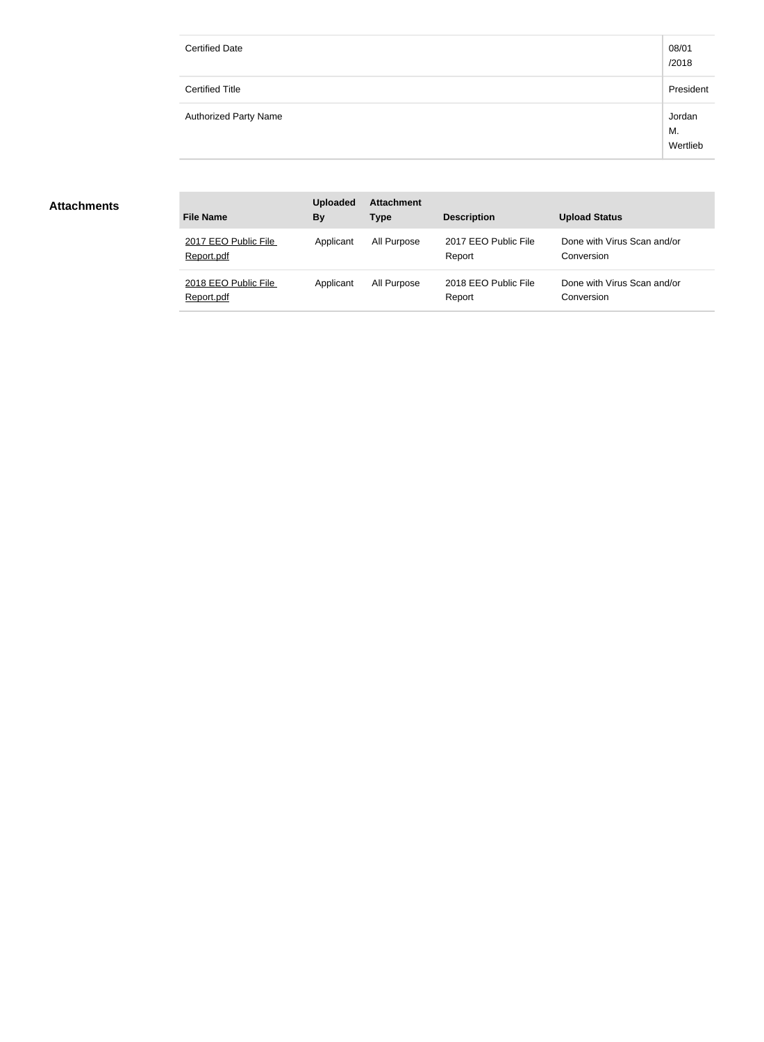| | |
|---|---|
| Certified Date | 08/01/2018 |
| Certified Title | President |
| Authorized Party Name | Jordan M. Wertlieb |

## Attachments

| File Name | Uploaded By | Attachment Type | Description | Upload Status |
|---|---|---|---|---|
| 2017 EEO Public File Report.pdf | Applicant | All Purpose | 2017 EEO Public File Report | Done with Virus Scan and/or Conversion |
| 2018 EEO Public File Report.pdf | Applicant | All Purpose | 2018 EEO Public File Report | Done with Virus Scan and/or Conversion |